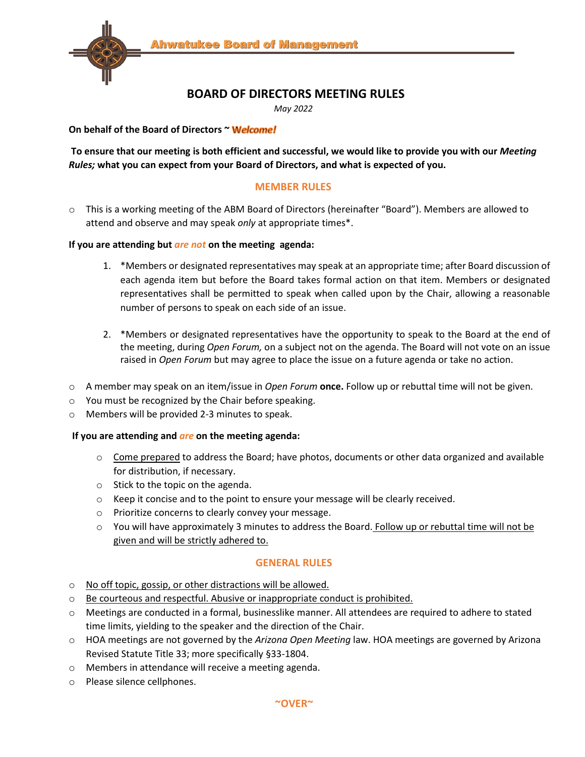Ahwatukee Board of Management

# BOARD OF DIRECTORS MEETING RULES

*May 2022*

**On behalf of the Board of Directors ~ *Welcome!***

**To ensure that our meeting is both efficient and successful, we would like to provide you with our *Meeting Rules;* what you can expect from your Board of Directors, and what is expected of you.**

## MEMBER RULES

- This is a working meeting of the ABM Board of Directors (hereinafter "Board"). Members are allowed to attend and observe and may speak *only* at appropriate times*.

**If you are attending but *are not* on the meeting agenda:**

1. *Members or designated representatives may speak at an appropriate time; after Board discussion of each agenda item but before the Board takes formal action on that item. Members or designated representatives shall be permitted to speak when called upon by the Chair, allowing a reasonable number of persons to speak on each side of an issue.

2. *Members or designated representatives have the opportunity to speak to the Board at the end of the meeting, during *Open Forum,* on a subject not on the agenda. The Board will not vote on an issue raised in *Open Forum* but may agree to place the issue on a future agenda or take no action.

- A member may speak on an item/issue in *Open Forum* **once.** Follow up or rebuttal time will not be given.
- You must be recognized by the Chair before speaking.
- Members will be provided 2-3 minutes to speak.

**If you are attending and *are* on the meeting agenda:**

- Come prepared to address the Board; have photos, documents or other data organized and available for distribution, if necessary.
- Stick to the topic on the agenda.
- Keep it concise and to the point to ensure your message will be clearly received.
- Prioritize concerns to clearly convey your message.
- You will have approximately 3 minutes to address the Board. Follow up or rebuttal time will not be given and will be strictly adhered to.

## GENERAL RULES

- No off topic, gossip, or other distractions will be allowed.
- Be courteous and respectful. Abusive or inappropriate conduct is prohibited.
- Meetings are conducted in a formal, businesslike manner. All attendees are required to adhere to stated time limits, yielding to the speaker and the direction of the Chair.
- HOA meetings are not governed by the *Arizona Open Meeting* law. HOA meetings are governed by Arizona Revised Statute Title 33; more specifically §33-1804.
- Members in attendance will receive a meeting agenda.
- Please silence cellphones.

**~OVER~**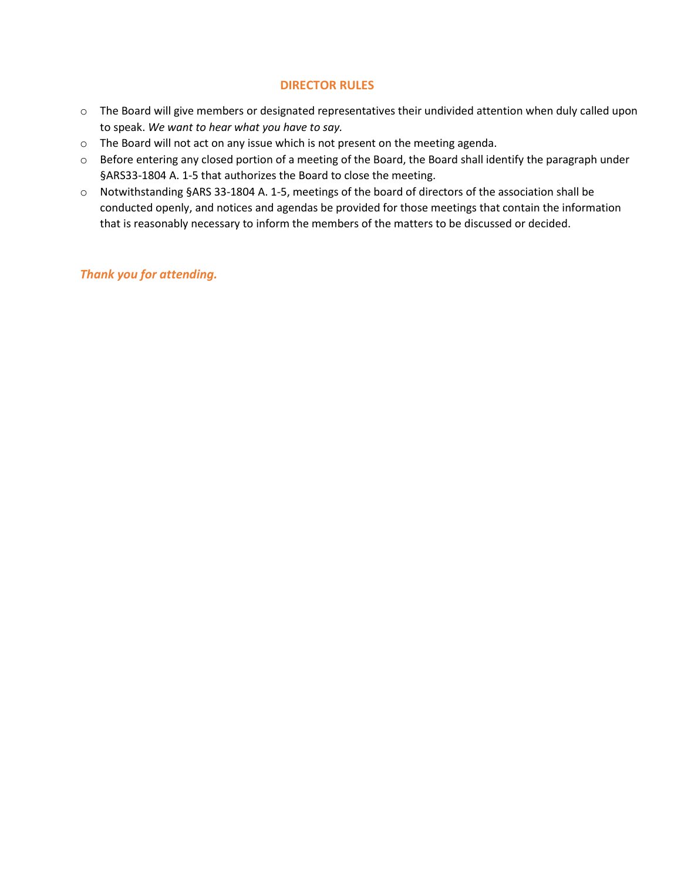## DIRECTOR RULES

- The Board will give members or designated representatives their undivided attention when duly called upon to speak. *We want to hear what you have to say.*
- The Board will not act on any issue which is not present on the meeting agenda.
- Before entering any closed portion of a meeting of the Board, the Board shall identify the paragraph under §ARS33-1804 A. 1-5 that authorizes the Board to close the meeting.
- Notwithstanding §ARS 33-1804 A. 1-5, meetings of the board of directors of the association shall be conducted openly, and notices and agendas be provided for those meetings that contain the information that is reasonably necessary to inform the members of the matters to be discussed or decided.

***Thank you for attending.***